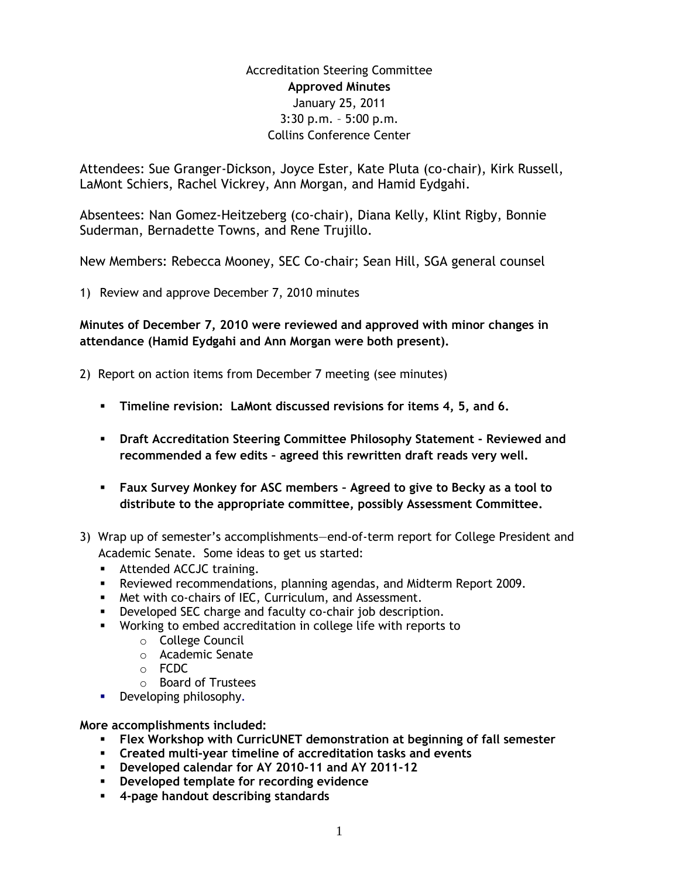Accreditation Steering Committee
**Approved Minutes**
January 25, 2011
3:30 p.m. – 5:00 p.m.
Collins Conference Center

Attendees: Sue Granger-Dickson, Joyce Ester, Kate Pluta (co-chair), Kirk Russell, LaMont Schiers, Rachel Vickrey, Ann Morgan, and Hamid Eydgahi.

Absentees: Nan Gomez-Heitzeberg (co-chair), Diana Kelly, Klint Rigby, Bonnie Suderman, Bernadette Towns, and Rene Trujillo.

New Members: Rebecca Mooney, SEC Co-chair; Sean Hill, SGA general counsel

1) Review and approve December 7, 2010 minutes

**Minutes of December 7, 2010 were reviewed and approved with minor changes in attendance (Hamid Eydgahi and Ann Morgan were both present).**

2) Report on action items from December 7 meeting (see minutes)

- **Timeline revision: LaMont discussed revisions for items 4, 5, and 6.**
- **Draft Accreditation Steering Committee Philosophy Statement - Reviewed and recommended a few edits – agreed this rewritten draft reads very well.**
- **Faux Survey Monkey for ASC members – Agreed to give to Becky as a tool to distribute to the appropriate committee, possibly Assessment Committee.**

3) Wrap up of semester's accomplishments—end-of-term report for College President and Academic Senate. Some ideas to get us started:
   - Attended ACCJC training.
   - Reviewed recommendations, planning agendas, and Midterm Report 2009.
   - Met with co-chairs of IEC, Curriculum, and Assessment.
   - Developed SEC charge and faculty co-chair job description.
   - Working to embed accreditation in college life with reports to
     - College Council
     - Academic Senate
     - FCDC
     - Board of Trustees
   - Developing philosophy.

**More accomplishments included:**

- **Flex Workshop with CurricUNET demonstration at beginning of fall semester**
- **Created multi-year timeline of accreditation tasks and events**
- **Developed calendar for AY 2010-11 and AY 2011-12**
- **Developed template for recording evidence**
- **4-page handout describing standards**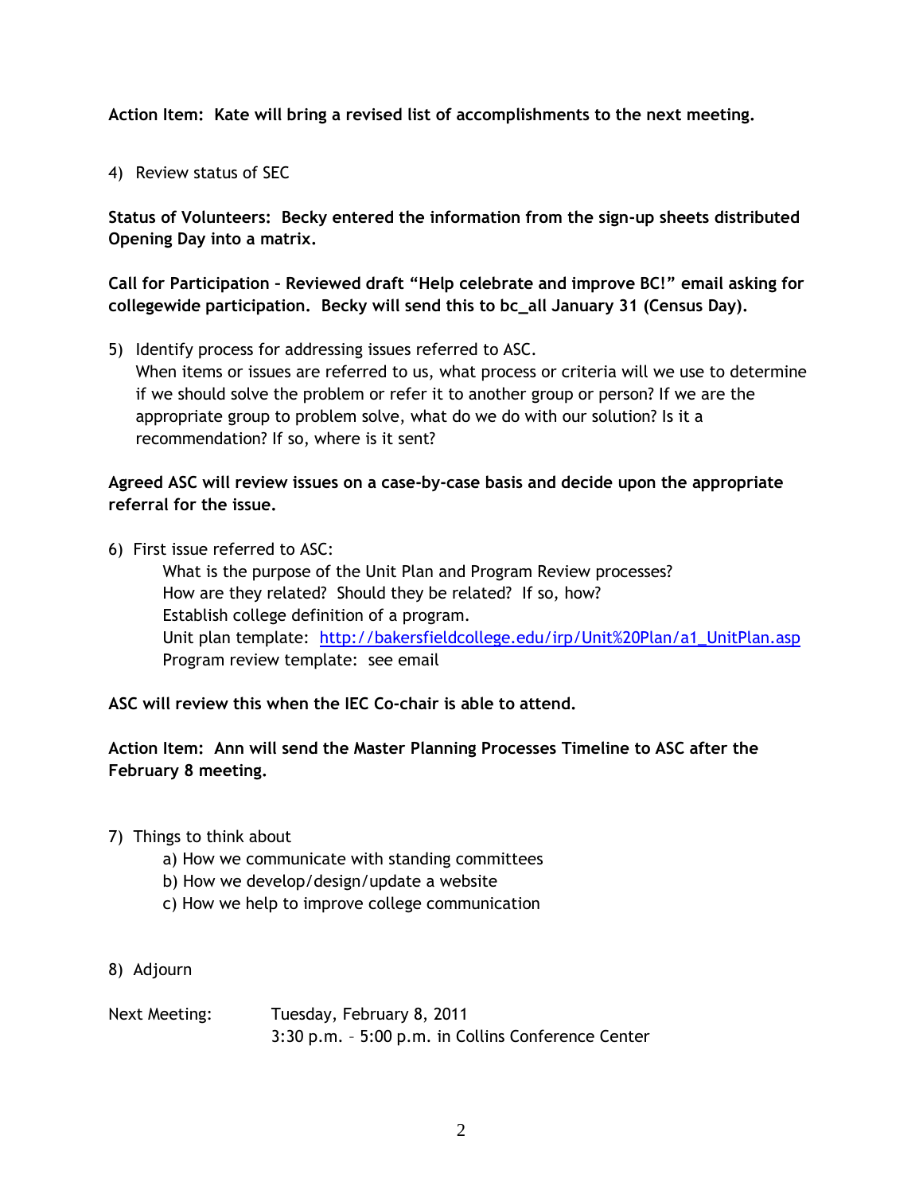**Action Item: Kate will bring a revised list of accomplishments to the next meeting.**

4) Review status of SEC

**Status of Volunteers: Becky entered the information from the sign-up sheets distributed Opening Day into a matrix.**

**Call for Participation – Reviewed draft "Help celebrate and improve BC!" email asking for collegewide participation. Becky will send this to bc_all January 31 (Census Day).**

5) Identify process for addressing issues referred to ASC.
   When items or issues are referred to us, what process or criteria will we use to determine if we should solve the problem or refer it to another group or person? If we are the appropriate group to problem solve, what do we do with our solution? Is it a recommendation? If so, where is it sent?

**Agreed ASC will review issues on a case-by-case basis and decide upon the appropriate referral for the issue.**

6) First issue referred to ASC:
   - What is the purpose of the Unit Plan and Program Review processes?
   - How are they related? Should they be related? If so, how?
   - Establish college definition of a program.
   - Unit plan template: [http://bakersfieldcollege.edu/irp/Unit%20Plan/a1_UnitPlan.asp](http://bakersfieldcollege.edu/irp/Unit%20Plan/a1_UnitPlan.asp)
   - Program review template: see email

**ASC will review this when the IEC Co-chair is able to attend.**

**Action Item: Ann will send the Master Planning Processes Timeline to ASC after the February 8 meeting.**

7) Things to think about
   a) How we communicate with standing committees
   b) How we develop/design/update a website
   c) How we help to improve college communication

8) Adjourn

Next Meeting: Tuesday, February 8, 2011
3:30 p.m. – 5:00 p.m. in Collins Conference Center